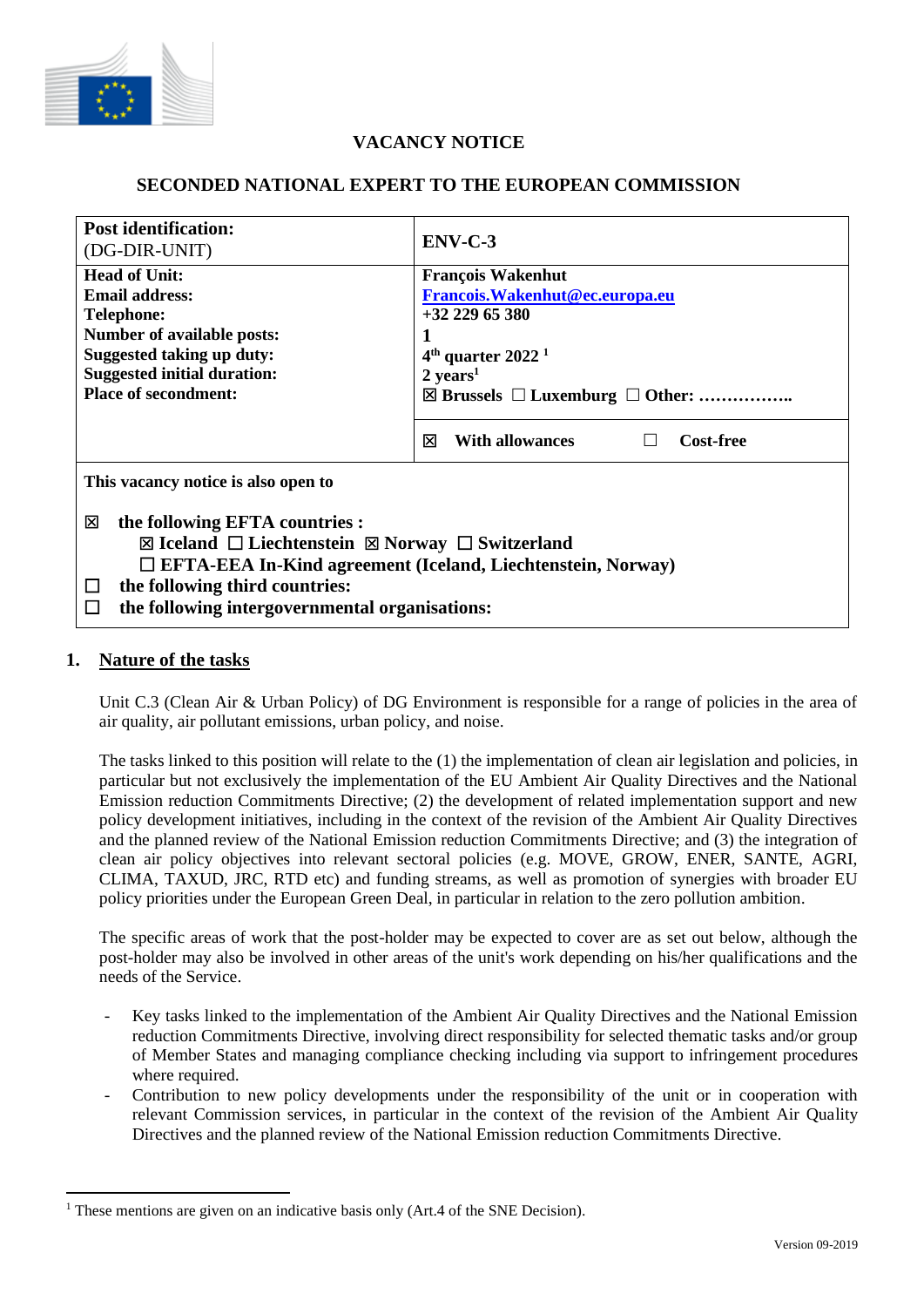# VACANCY NOTICE

## SECONDED NATIONAL EXPERT TO THE EUROPEAN COMMISSION

| | |
|---|---|
| **Post identification:** (DG-DIR-UNIT) | **ENV-C-3** |
| **Head of Unit:**<br>**Email address:**<br>**Telephone:**<br>**Number of available posts:**<br>**Suggested taking up duty:**<br>**Suggested initial duration:**<br>**Place of secondment:** | **François Wakenhut**<br>**Francois.Wakenhut@ec.europa.eu**<br>**+32 229 65 380**<br>**1**<br>**4th quarter 2022** [1]<br>**2 years**[1]<br>☒ **Brussels** ☐ **Luxemburg** ☐ **Other: ……………..** |
| | ☒ **With allowances** ☐ **Cost-free** |

**This vacancy notice is also open to**

☒ **the following EFTA countries :**
  ☒ **Iceland** ☐ **Liechtenstein** ☒ **Norway** ☐ **Switzerland**
  ☐ **EFTA-EEA In-Kind agreement (Iceland, Liechtenstein, Norway)**

☐ **the following third countries:**

☐ **the following intergovernmental organisations:**

## 1. Nature of the tasks

Unit C.3 (Clean Air & Urban Policy) of DG Environment is responsible for a range of policies in the area of air quality, air pollutant emissions, urban policy, and noise.

The tasks linked to this position will relate to the (1) the implementation of clean air legislation and policies, in particular but not exclusively the implementation of the EU Ambient Air Quality Directives and the National Emission reduction Commitments Directive; (2) the development of related implementation support and new policy development initiatives, including in the context of the revision of the Ambient Air Quality Directives and the planned review of the National Emission reduction Commitments Directive; and (3) the integration of clean air policy objectives into relevant sectoral policies (e.g. MOVE, GROW, ENER, SANTE, AGRI, CLIMA, TAXUD, JRC, RTD etc) and funding streams, as well as promotion of synergies with broader EU policy priorities under the European Green Deal, in particular in relation to the zero pollution ambition.

The specific areas of work that the post-holder may be expected to cover are as set out below, although the post-holder may also be involved in other areas of the unit's work depending on his/her qualifications and the needs of the Service.

- Key tasks linked to the implementation of the Ambient Air Quality Directives and the National Emission reduction Commitments Directive, involving direct responsibility for selected thematic tasks and/or group of Member States and managing compliance checking including via support to infringement procedures where required.
- Contribution to new policy developments under the responsibility of the unit or in cooperation with relevant Commission services, in particular in the context of the revision of the Ambient Air Quality Directives and the planned review of the National Emission reduction Commitments Directive.

[1] These mentions are given on an indicative basis only (Art.4 of the SNE Decision).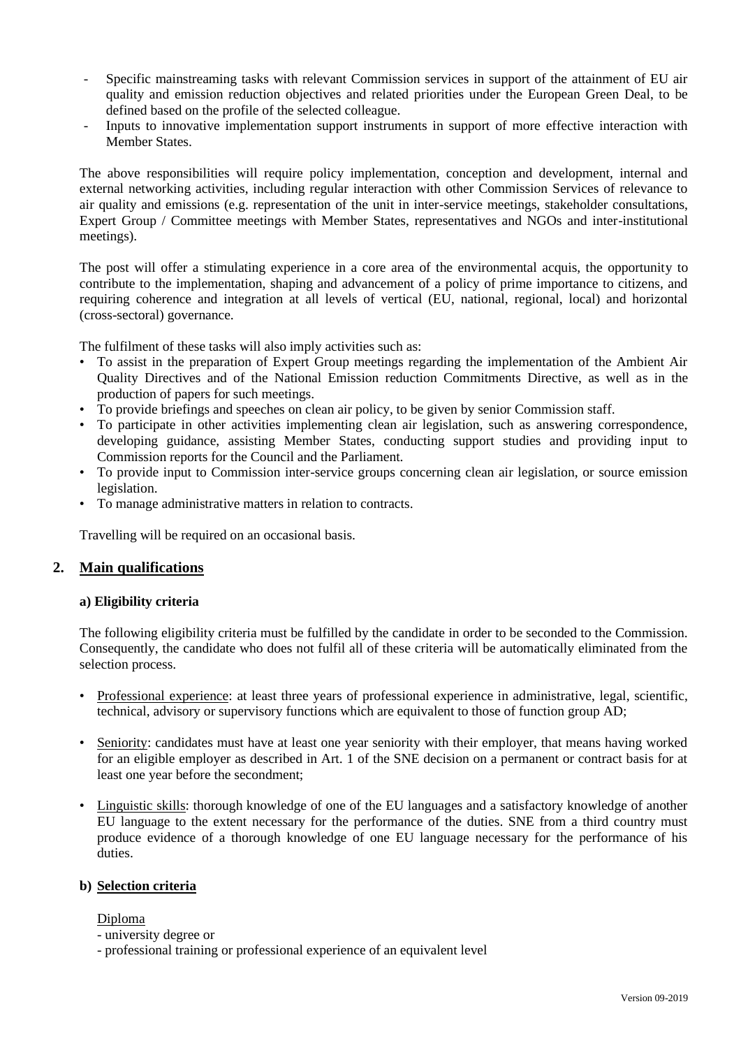- Specific mainstreaming tasks with relevant Commission services in support of the attainment of EU air quality and emission reduction objectives and related priorities under the European Green Deal, to be defined based on the profile of the selected colleague.
- Inputs to innovative implementation support instruments in support of more effective interaction with Member States.

The above responsibilities will require policy implementation, conception and development, internal and external networking activities, including regular interaction with other Commission Services of relevance to air quality and emissions (e.g. representation of the unit in inter-service meetings, stakeholder consultations, Expert Group / Committee meetings with Member States, representatives and NGOs and inter-institutional meetings).

The post will offer a stimulating experience in a core area of the environmental acquis, the opportunity to contribute to the implementation, shaping and advancement of a policy of prime importance to citizens, and requiring coherence and integration at all levels of vertical (EU, national, regional, local) and horizontal (cross-sectoral) governance.

The fulfilment of these tasks will also imply activities such as:

- To assist in the preparation of Expert Group meetings regarding the implementation of the Ambient Air Quality Directives and of the National Emission reduction Commitments Directive, as well as in the production of papers for such meetings.
- To provide briefings and speeches on clean air policy, to be given by senior Commission staff.
- To participate in other activities implementing clean air legislation, such as answering correspondence, developing guidance, assisting Member States, conducting support studies and providing input to Commission reports for the Council and the Parliament.
- To provide input to Commission inter-service groups concerning clean air legislation, or source emission legislation.
- To manage administrative matters in relation to contracts.

Travelling will be required on an occasional basis.

## 2. Main qualifications

### a) Eligibility criteria

The following eligibility criteria must be fulfilled by the candidate in order to be seconded to the Commission. Consequently, the candidate who does not fulfil all of these criteria will be automatically eliminated from the selection process.

- Professional experience: at least three years of professional experience in administrative, legal, scientific, technical, advisory or supervisory functions which are equivalent to those of function group AD;
- Seniority: candidates must have at least one year seniority with their employer, that means having worked for an eligible employer as described in Art. 1 of the SNE decision on a permanent or contract basis for at least one year before the secondment;
- Linguistic skills: thorough knowledge of one of the EU languages and a satisfactory knowledge of another EU language to the extent necessary for the performance of the duties. SNE from a third country must produce evidence of a thorough knowledge of one EU language necessary for the performance of his duties.

### b) Selection criteria

Diploma

- university degree or
- professional training or professional experience of an equivalent level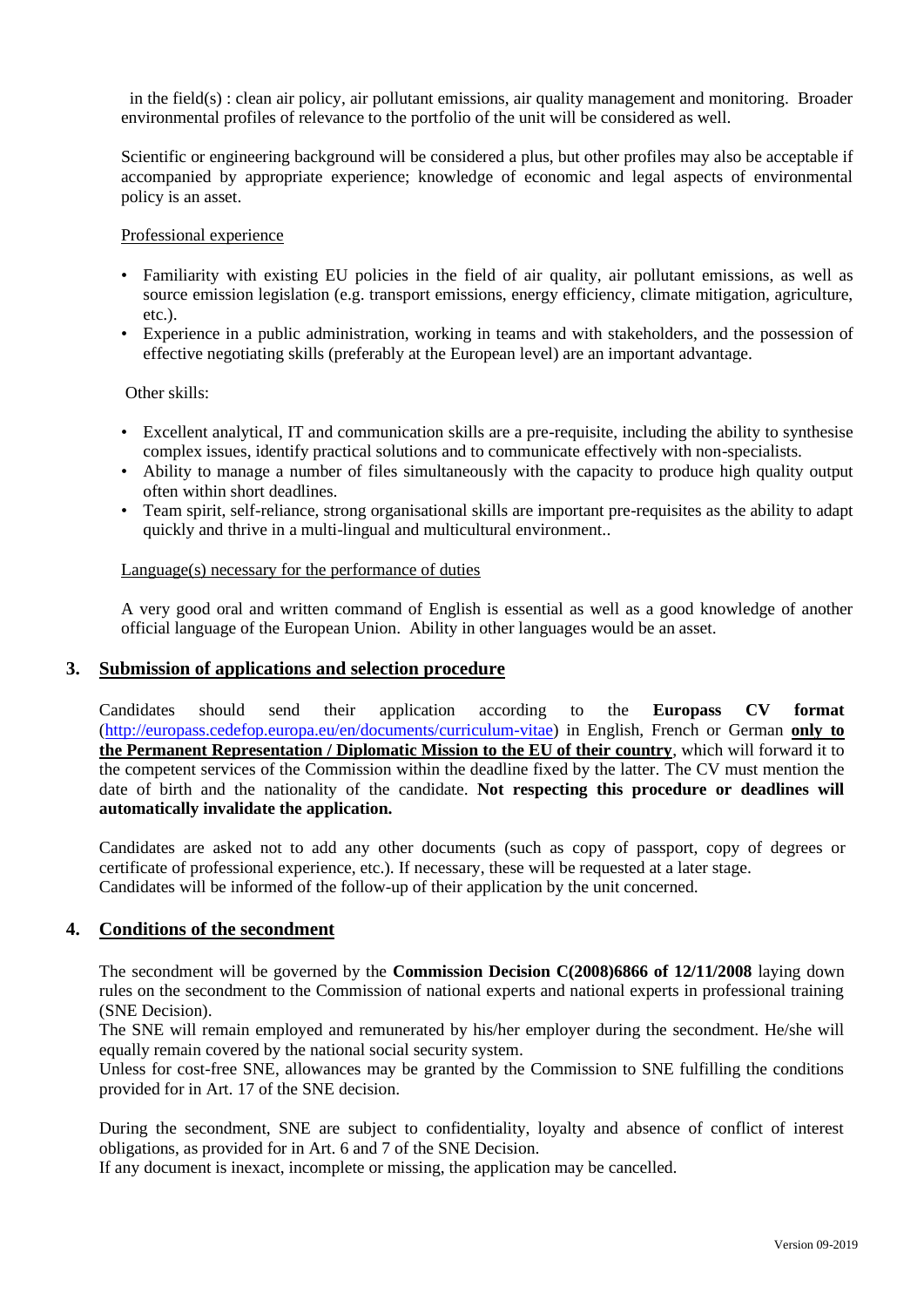in the field(s) : clean air policy, air pollutant emissions, air quality management and monitoring. Broader environmental profiles of relevance to the portfolio of the unit will be considered as well.

Scientific or engineering background will be considered a plus, but other profiles may also be acceptable if accompanied by appropriate experience; knowledge of economic and legal aspects of environmental policy is an asset.

Professional experience

- Familiarity with existing EU policies in the field of air quality, air pollutant emissions, as well as source emission legislation (e.g. transport emissions, energy efficiency, climate mitigation, agriculture, etc.).
- Experience in a public administration, working in teams and with stakeholders, and the possession of effective negotiating skills (preferably at the European level) are an important advantage.

Other skills:

- Excellent analytical, IT and communication skills are a pre-requisite, including the ability to synthesise complex issues, identify practical solutions and to communicate effectively with non-specialists.
- Ability to manage a number of files simultaneously with the capacity to produce high quality output often within short deadlines.
- Team spirit, self-reliance, strong organisational skills are important pre-requisites as the ability to adapt quickly and thrive in a multi-lingual and multicultural environment..

Language(s) necessary for the performance of duties

A very good oral and written command of English is essential as well as a good knowledge of another official language of the European Union. Ability in other languages would be an asset.

## 3. Submission of applications and selection procedure

Candidates should send their application according to the **Europass CV format** (http://europass.cedefop.europa.eu/en/documents/curriculum-vitae) in English, French or German **only to the Permanent Representation / Diplomatic Mission to the EU of their country**, which will forward it to the competent services of the Commission within the deadline fixed by the latter. The CV must mention the date of birth and the nationality of the candidate. **Not respecting this procedure or deadlines will automatically invalidate the application.**

Candidates are asked not to add any other documents (such as copy of passport, copy of degrees or certificate of professional experience, etc.). If necessary, these will be requested at a later stage. Candidates will be informed of the follow-up of their application by the unit concerned.

## 4. Conditions of the secondment

The secondment will be governed by the **Commission Decision C(2008)6866 of 12/11/2008** laying down rules on the secondment to the Commission of national experts and national experts in professional training (SNE Decision).
The SNE will remain employed and remunerated by his/her employer during the secondment. He/she will equally remain covered by the national social security system.
Unless for cost-free SNE, allowances may be granted by the Commission to SNE fulfilling the conditions provided for in Art. 17 of the SNE decision.

During the secondment, SNE are subject to confidentiality, loyalty and absence of conflict of interest obligations, as provided for in Art. 6 and 7 of the SNE Decision.
If any document is inexact, incomplete or missing, the application may be cancelled.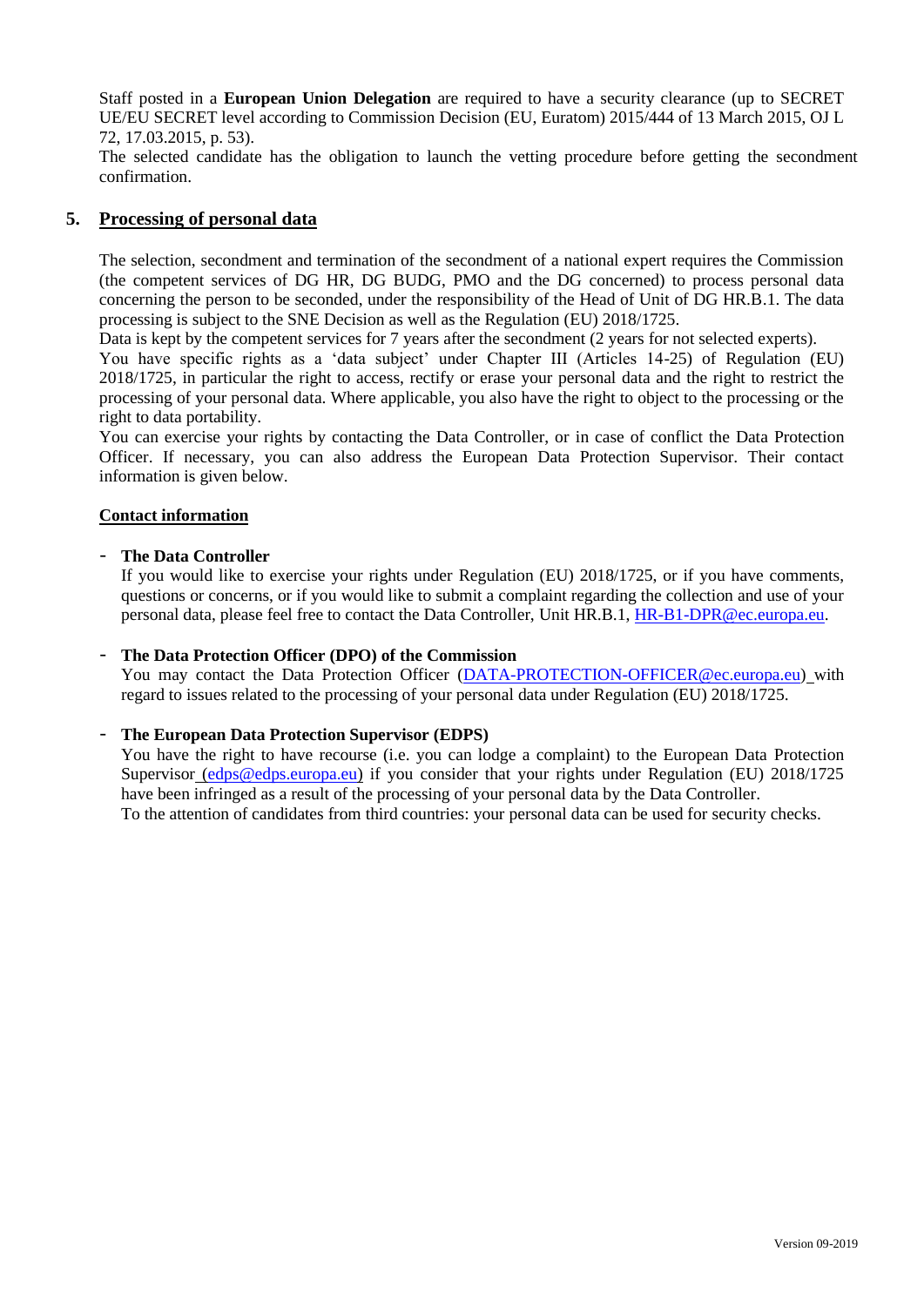Staff posted in a **European Union Delegation** are required to have a security clearance (up to SECRET UE/EU SECRET level according to Commission Decision (EU, Euratom) 2015/444 of 13 March 2015, OJ L 72, 17.03.2015, p. 53).

The selected candidate has the obligation to launch the vetting procedure before getting the secondment confirmation.

## 5. Processing of personal data

The selection, secondment and termination of the secondment of a national expert requires the Commission (the competent services of DG HR, DG BUDG, PMO and the DG concerned) to process personal data concerning the person to be seconded, under the responsibility of the Head of Unit of DG HR.B.1. The data processing is subject to the SNE Decision as well as the Regulation (EU) 2018/1725.

Data is kept by the competent services for 7 years after the secondment (2 years for not selected experts).

You have specific rights as a 'data subject' under Chapter III (Articles 14-25) of Regulation (EU) 2018/1725, in particular the right to access, rectify or erase your personal data and the right to restrict the processing of your personal data. Where applicable, you also have the right to object to the processing or the right to data portability.

You can exercise your rights by contacting the Data Controller, or in case of conflict the Data Protection Officer. If necessary, you can also address the European Data Protection Supervisor. Their contact information is given below.

### Contact information

- **The Data Controller**
  If you would like to exercise your rights under Regulation (EU) 2018/1725, or if you have comments, questions or concerns, or if you would like to submit a complaint regarding the collection and use of your personal data, please feel free to contact the Data Controller, Unit HR.B.1, HR-B1-DPR@ec.europa.eu.

- **The Data Protection Officer (DPO) of the Commission**
  You may contact the Data Protection Officer (DATA-PROTECTION-OFFICER@ec.europa.eu) with regard to issues related to the processing of your personal data under Regulation (EU) 2018/1725.

- **The European Data Protection Supervisor (EDPS)**
  You have the right to have recourse (i.e. you can lodge a complaint) to the European Data Protection Supervisor (edps@edps.europa.eu) if you consider that your rights under Regulation (EU) 2018/1725 have been infringed as a result of the processing of your personal data by the Data Controller.
  To the attention of candidates from third countries: your personal data can be used for security checks.

Version 09-2019